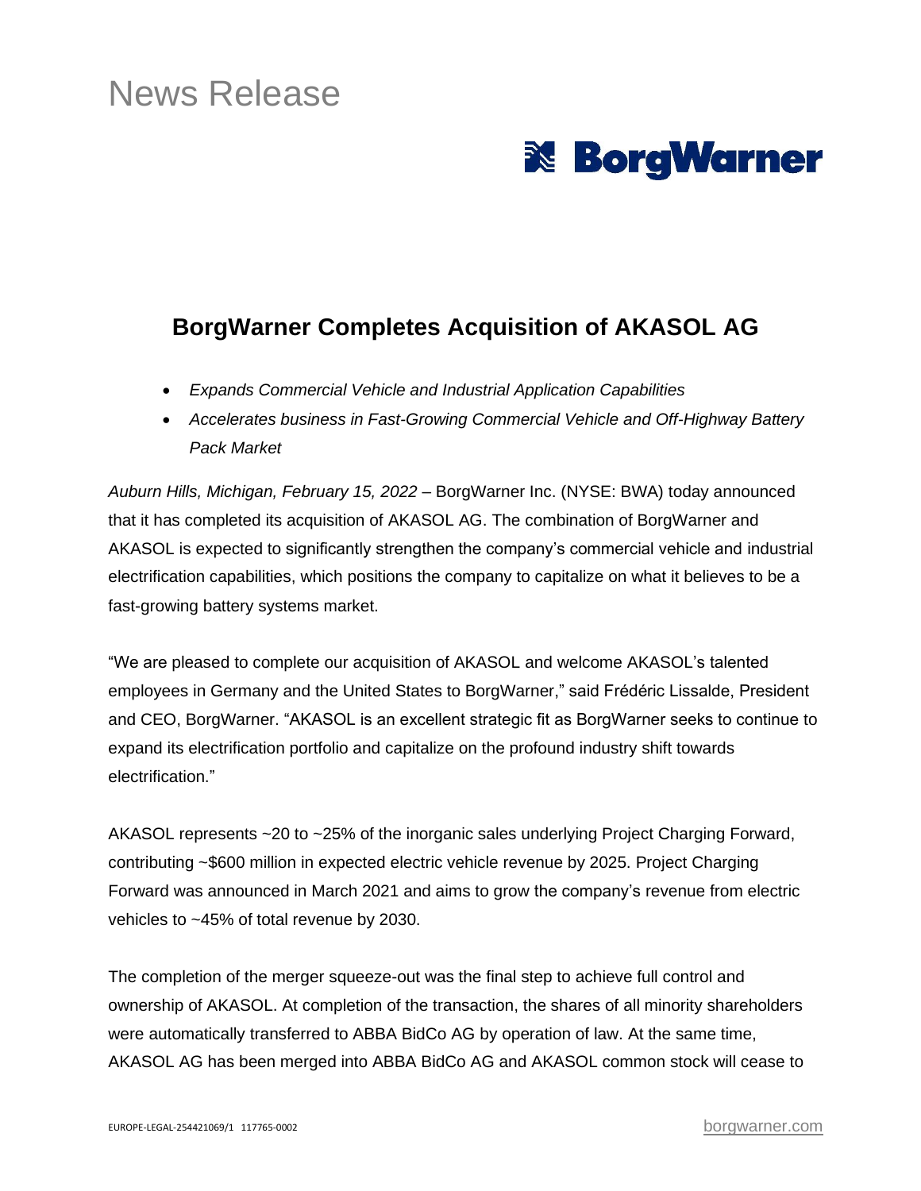News Release

BorgWarner

# BorgWarner Completes Acquisition of AKASOL AG

- *Expands Commercial Vehicle and Industrial Application Capabilities*
- *Accelerates business in Fast-Growing Commercial Vehicle and Off-Highway Battery Pack Market*

*Auburn Hills, Michigan, February 15, 2022* – BorgWarner Inc. (NYSE: BWA) today announced that it has completed its acquisition of AKASOL AG. The combination of BorgWarner and AKASOL is expected to significantly strengthen the company's commercial vehicle and industrial electrification capabilities, which positions the company to capitalize on what it believes to be a fast-growing battery systems market.

"We are pleased to complete our acquisition of AKASOL and welcome AKASOL's talented employees in Germany and the United States to BorgWarner," said Frédéric Lissalde, President and CEO, BorgWarner. "AKASOL is an excellent strategic fit as BorgWarner seeks to continue to expand its electrification portfolio and capitalize on the profound industry shift towards electrification."

AKASOL represents ~20 to ~25% of the inorganic sales underlying Project Charging Forward, contributing ~$600 million in expected electric vehicle revenue by 2025. Project Charging Forward was announced in March 2021 and aims to grow the company's revenue from electric vehicles to ~45% of total revenue by 2030.

The completion of the merger squeeze-out was the final step to achieve full control and ownership of AKASOL. At completion of the transaction, the shares of all minority shareholders were automatically transferred to ABBA BidCo AG by operation of law. At the same time, AKASOL AG has been merged into ABBA BidCo AG and AKASOL common stock will cease to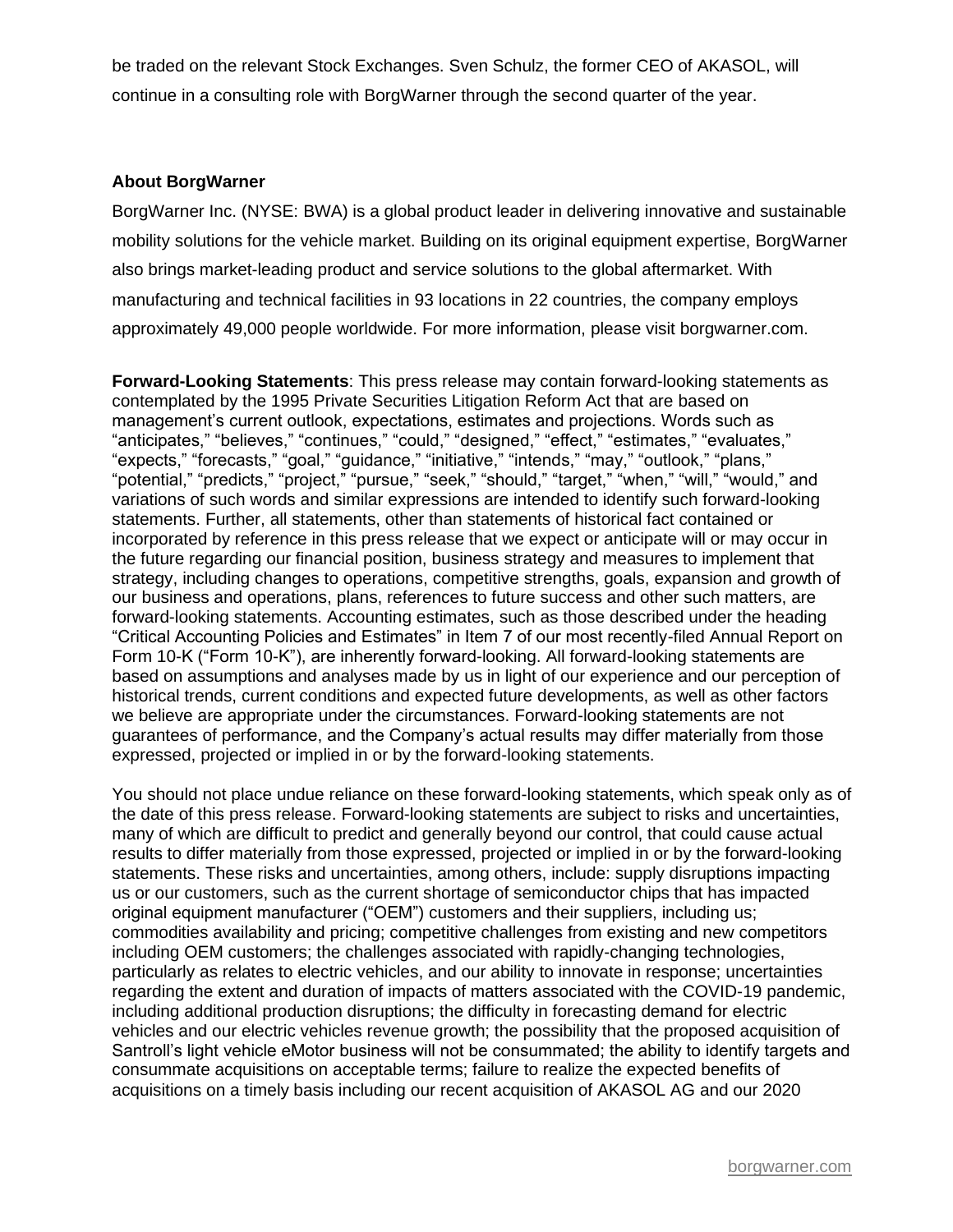be traded on the relevant Stock Exchanges. Sven Schulz, the former CEO of AKASOL, will continue in a consulting role with BorgWarner through the second quarter of the year.

**About BorgWarner**

BorgWarner Inc. (NYSE: BWA) is a global product leader in delivering innovative and sustainable mobility solutions for the vehicle market. Building on its original equipment expertise, BorgWarner also brings market-leading product and service solutions to the global aftermarket. With manufacturing and technical facilities in 93 locations in 22 countries, the company employs approximately 49,000 people worldwide. For more information, please visit borgwarner.com.

**Forward-Looking Statements**: This press release may contain forward-looking statements as contemplated by the 1995 Private Securities Litigation Reform Act that are based on management's current outlook, expectations, estimates and projections. Words such as "anticipates," "believes," "continues," "could," "designed," "effect," "estimates," "evaluates," "expects," "forecasts," "goal," "guidance," "initiative," "intends," "may," "outlook," "plans," "potential," "predicts," "project," "pursue," "seek," "should," "target," "when," "will," "would," and variations of such words and similar expressions are intended to identify such forward-looking statements. Further, all statements, other than statements of historical fact contained or incorporated by reference in this press release that we expect or anticipate will or may occur in the future regarding our financial position, business strategy and measures to implement that strategy, including changes to operations, competitive strengths, goals, expansion and growth of our business and operations, plans, references to future success and other such matters, are forward-looking statements. Accounting estimates, such as those described under the heading "Critical Accounting Policies and Estimates" in Item 7 of our most recently-filed Annual Report on Form 10-K ("Form 10-K"), are inherently forward-looking. All forward-looking statements are based on assumptions and analyses made by us in light of our experience and our perception of historical trends, current conditions and expected future developments, as well as other factors we believe are appropriate under the circumstances. Forward-looking statements are not guarantees of performance, and the Company's actual results may differ materially from those expressed, projected or implied in or by the forward-looking statements.

You should not place undue reliance on these forward-looking statements, which speak only as of the date of this press release. Forward-looking statements are subject to risks and uncertainties, many of which are difficult to predict and generally beyond our control, that could cause actual results to differ materially from those expressed, projected or implied in or by the forward-looking statements. These risks and uncertainties, among others, include: supply disruptions impacting us or our customers, such as the current shortage of semiconductor chips that has impacted original equipment manufacturer ("OEM") customers and their suppliers, including us; commodities availability and pricing; competitive challenges from existing and new competitors including OEM customers; the challenges associated with rapidly-changing technologies, particularly as relates to electric vehicles, and our ability to innovate in response; uncertainties regarding the extent and duration of impacts of matters associated with the COVID-19 pandemic, including additional production disruptions; the difficulty in forecasting demand for electric vehicles and our electric vehicles revenue growth; the possibility that the proposed acquisition of Santroll's light vehicle eMotor business will not be consummated; the ability to identify targets and consummate acquisitions on acceptable terms; failure to realize the expected benefits of acquisitions on a timely basis including our recent acquisition of AKASOL AG and our 2020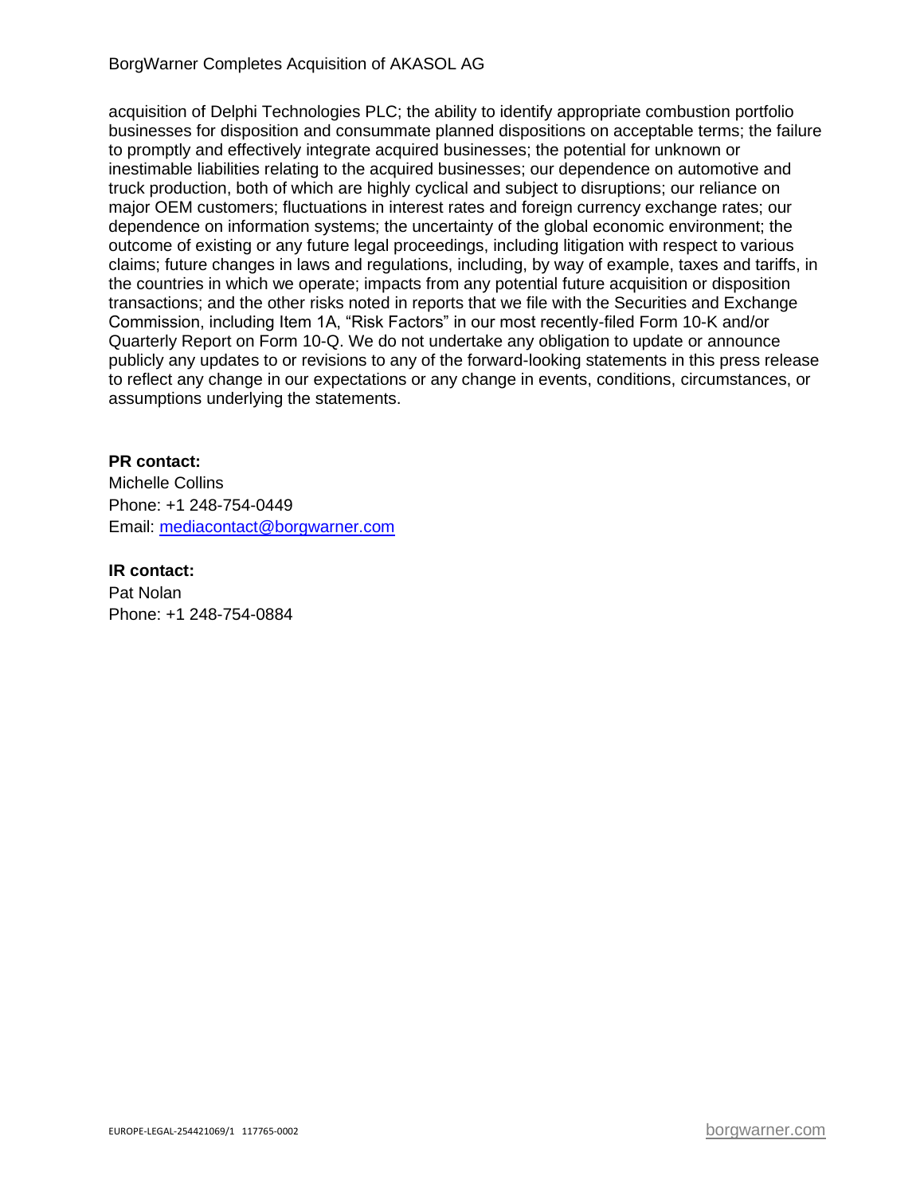acquisition of Delphi Technologies PLC; the ability to identify appropriate combustion portfolio businesses for disposition and consummate planned dispositions on acceptable terms; the failure to promptly and effectively integrate acquired businesses; the potential for unknown or inestimable liabilities relating to the acquired businesses; our dependence on automotive and truck production, both of which are highly cyclical and subject to disruptions; our reliance on major OEM customers; fluctuations in interest rates and foreign currency exchange rates; our dependence on information systems; the uncertainty of the global economic environment; the outcome of existing or any future legal proceedings, including litigation with respect to various claims; future changes in laws and regulations, including, by way of example, taxes and tariffs, in the countries in which we operate; impacts from any potential future acquisition or disposition transactions; and the other risks noted in reports that we file with the Securities and Exchange Commission, including Item 1A, "Risk Factors" in our most recently-filed Form 10-K and/or Quarterly Report on Form 10-Q. We do not undertake any obligation to update or announce publicly any updates to or revisions to any of the forward-looking statements in this press release to reflect any change in our expectations or any change in events, conditions, circumstances, or assumptions underlying the statements.

**PR contact:**
Michelle Collins
Phone: +1 248-754-0449
Email: mediacontact@borgwarner.com

**IR contact:**
Pat Nolan
Phone: +1 248-754-0884